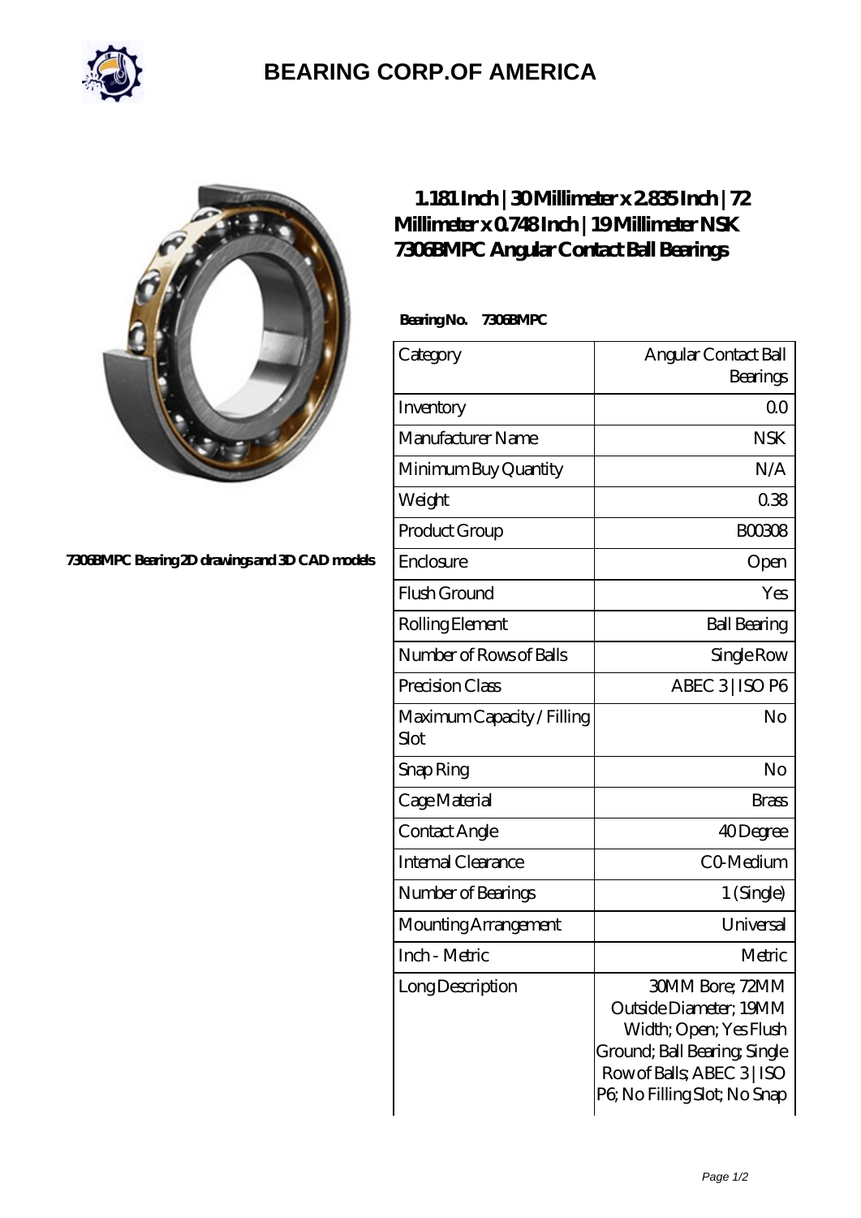# BEARING CORP.OF AMERICA

7306BMPC Bearing 2D drawings and 3D CAD models

## 1.181 Inch | 30 Millimeter x 2.835 Inch | 72 Millimeter x 0.748 Inch | 19 Millimeter NSK 7306BMPC Angular Contact Ball Bearings

**Bearing No. 7306BMPC**

| Category | Angular Contact Ball Bearings |
|---|---|
| Inventory | 0.0 |
| Manufacturer Name | NSK |
| Minimum Buy Quantity | N/A |
| Weight | 0.38 |
| Product Group | B00308 |
| Enclosure | Open |
| Flush Ground | Yes |
| Rolling Element | Ball Bearing |
| Number of Rows of Balls | Single Row |
| Precision Class | ABEC 3 \| ISO P6 |
| Maximum Capacity / Filling Slot | No |
| Snap Ring | No |
| Cage Material | Brass |
| Contact Angle | 40 Degree |
| Internal Clearance | C0-Medium |
| Number of Bearings | 1 (Single) |
| Mounting Arrangement | Universal |
| Inch - Metric | Metric |
| Long Description | 30MM Bore; 72MM Outside Diameter; 19MM Width; Open; Yes Flush Ground; Ball Bearing; Single Row of Balls; ABEC 3 \| ISO P6; No Filling Slot; No Snap |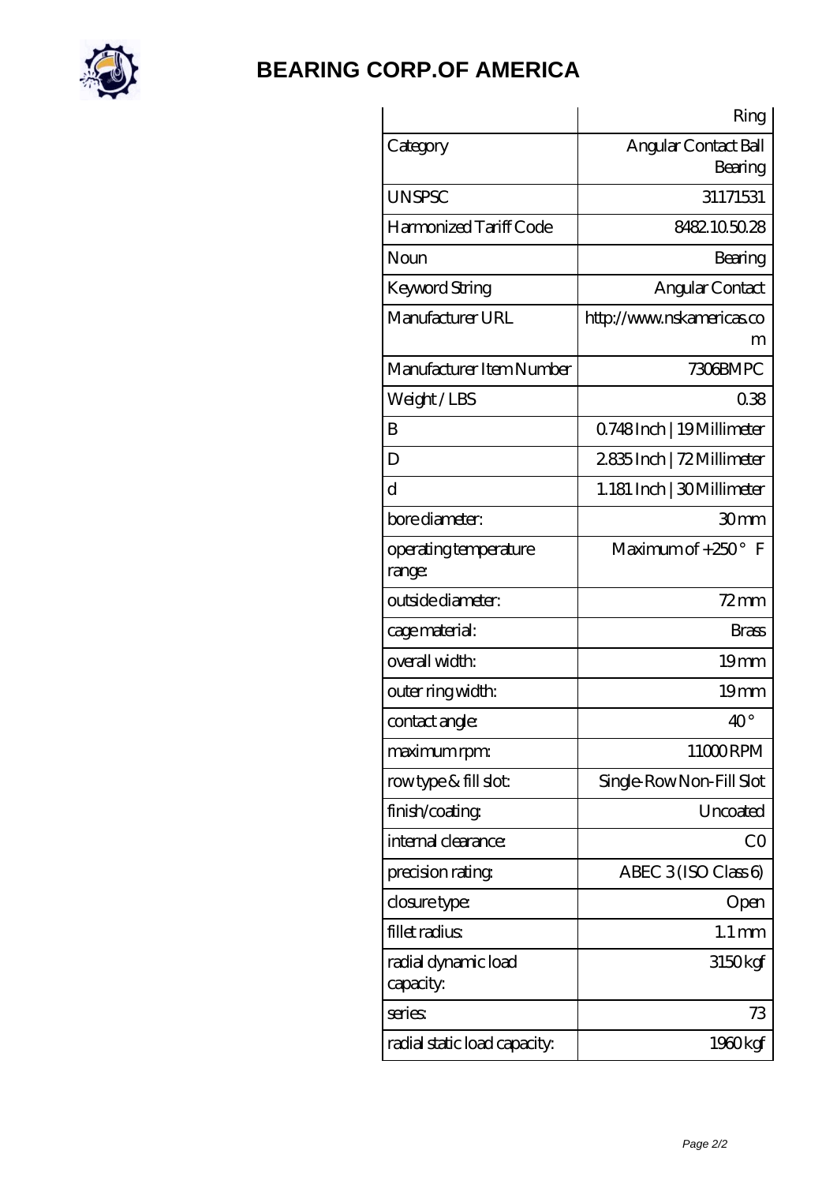# BEARING CORP.OF AMERICA

| | |
|---|---|
| | Ring |
| Category | Angular Contact Ball Bearing |
| UNSPSC | 31171531 |
| Harmonized Tariff Code | 8482.10.50.28 |
| Noun | Bearing |
| Keyword String | Angular Contact |
| Manufacturer URL | http://www.nskamericas.com |
| Manufacturer Item Number | 7306BMPC |
| Weight / LBS | 0.38 |
| B | 0.748 Inch \| 19 Millimeter |
| D | 2.835 Inch \| 72 Millimeter |
| d | 1.181 Inch \| 30 Millimeter |
| bore diameter: | 30 mm |
| operating temperature range: | Maximum of +250 ° F |
| outside diameter: | 72 mm |
| cage material: | Brass |
| overall width: | 19 mm |
| outer ring width: | 19 mm |
| contact angle: | 40 ° |
| maximum rpm: | 11000 RPM |
| row type & fill slot: | Single-Row Non-Fill Slot |
| finish/coating: | Uncoated |
| internal clearance: | C0 |
| precision rating: | ABEC 3 (ISO Class 6) |
| closure type: | Open |
| fillet radius: | 1.1 mm |
| radial dynamic load capacity: | 3150 kgf |
| series: | 73 |
| radial static load capacity: | 1960 kgf |